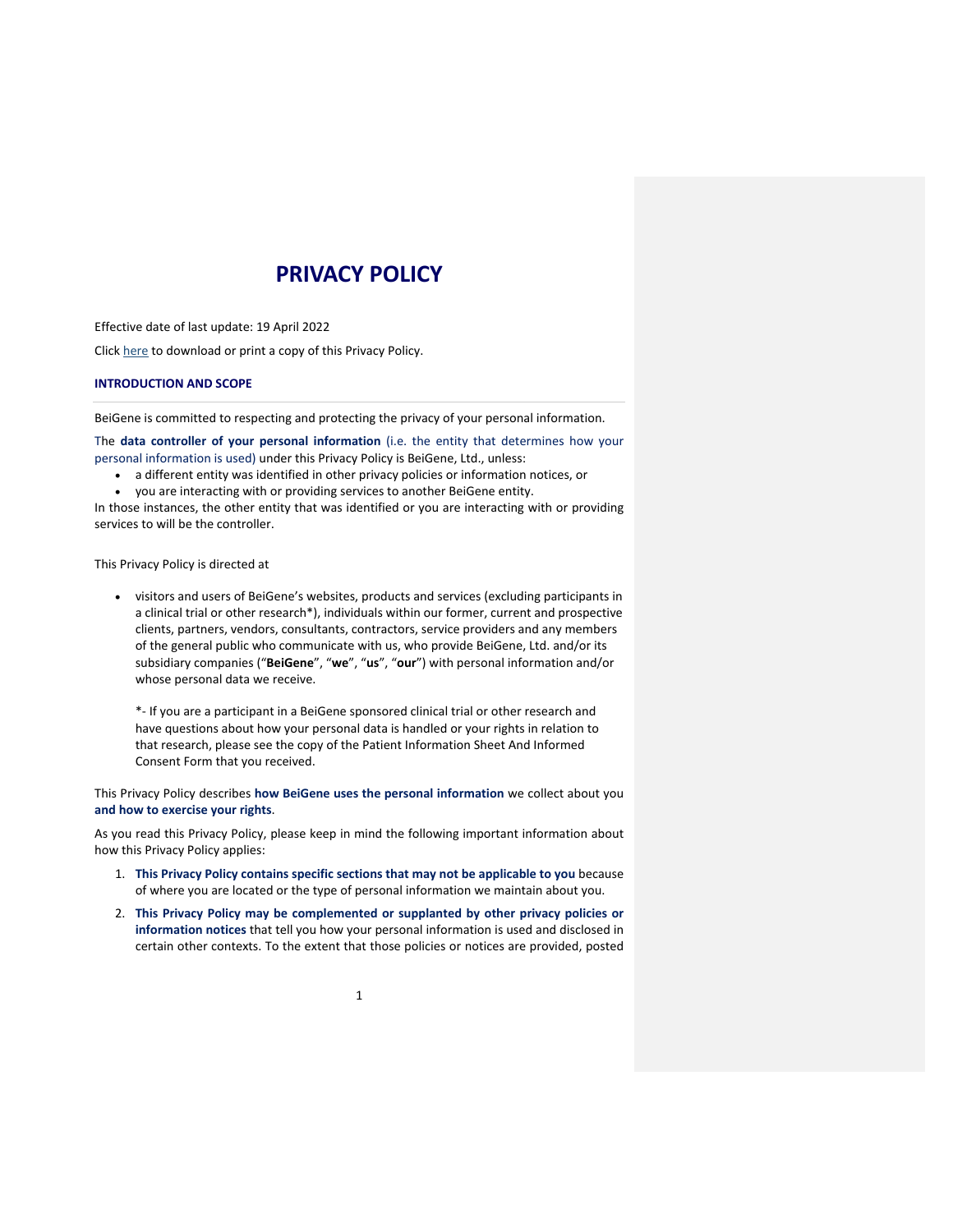# PRIVACY POLICY

Effective date of last update: 19 April 2022

Click here to download or print a copy of this Privacy Policy.

## INTRODUCTION AND SCOPE

BeiGene is committed to respecting and protecting the privacy of your personal information.

The **data controller of your personal information** (i.e. the entity that determines how your personal information is used) under this Privacy Policy is BeiGene, Ltd., unless:

- a different entity was identified in other privacy policies or information notices, or
- you are interacting with or providing services to another BeiGene entity.

In those instances, the other entity that was identified or you are interacting with or providing services to will be the controller.

This Privacy Policy is directed at

- visitors and users of BeiGene's websites, products and services (excluding participants in a clinical trial or other research*), individuals within our former, current and prospective clients, partners, vendors, consultants, contractors, service providers and any members of the general public who communicate with us, who provide BeiGene, Ltd. and/or its subsidiary companies ("**BeiGene**", "**we**", "**us**", "**our**") with personal information and/or whose personal data we receive.

  *- If you are a participant in a BeiGene sponsored clinical trial or other research and have questions about how your personal data is handled or your rights in relation to that research, please see the copy of the Patient Information Sheet And Informed Consent Form that you received.

This Privacy Policy describes **how BeiGene uses the personal information** we collect about you **and how to exercise your rights**.

As you read this Privacy Policy, please keep in mind the following important information about how this Privacy Policy applies:

1. **This Privacy Policy contains specific sections that may not be applicable to you** because of where you are located or the type of personal information we maintain about you.
2. **This Privacy Policy may be complemented or supplanted by other privacy policies or information notices** that tell you how your personal information is used and disclosed in certain other contexts. To the extent that those policies or notices are provided, posted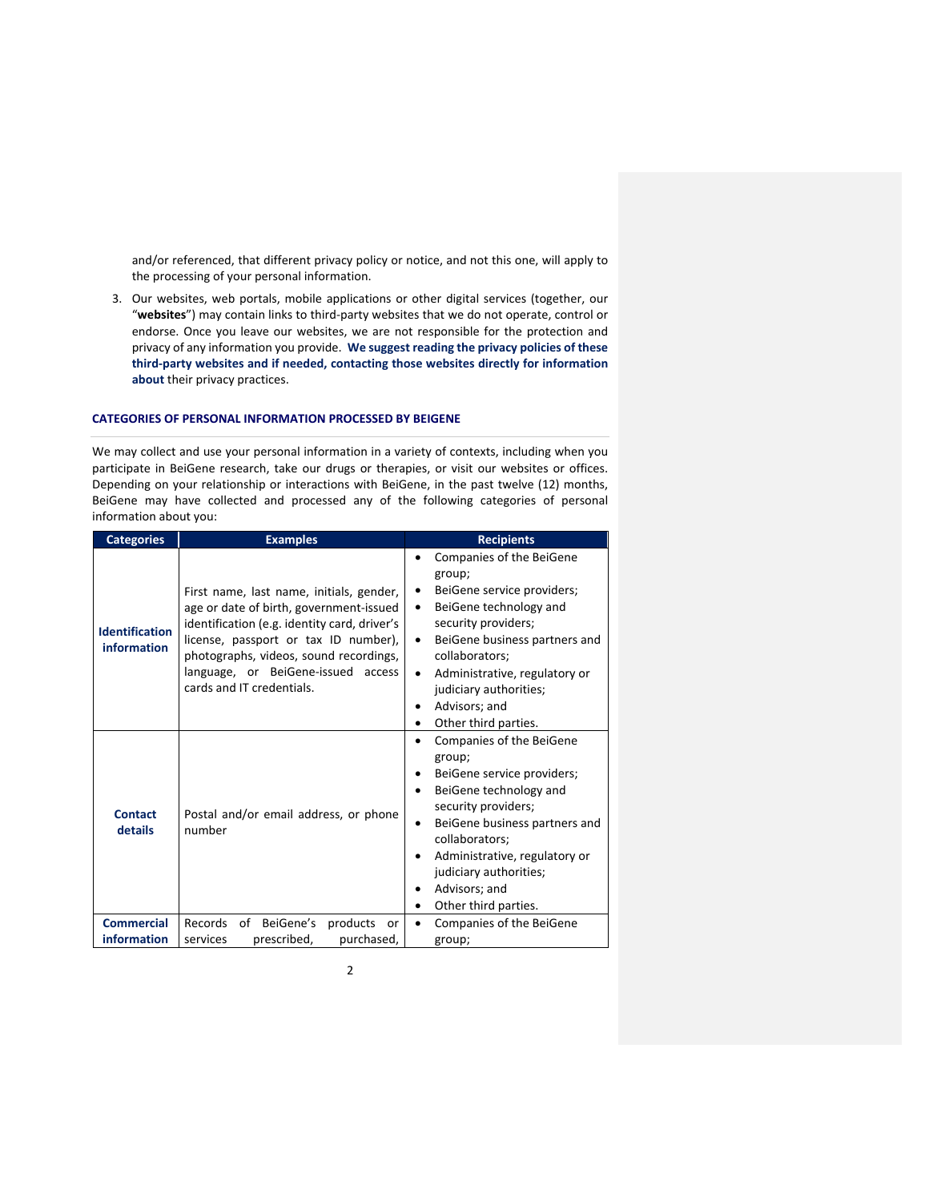and/or referenced, that different privacy policy or notice, and not this one, will apply to the processing of your personal information.

3. Our websites, web portals, mobile applications or other digital services (together, our "**websites**") may contain links to third-party websites that we do not operate, control or endorse. Once you leave our websites, we are not responsible for the protection and privacy of any information you provide. **We suggest reading the privacy policies of these third-party websites and if needed, contacting those websites directly for information about** their privacy practices.

### CATEGORIES OF PERSONAL INFORMATION PROCESSED BY BEIGENE

We may collect and use your personal information in a variety of contexts, including when you participate in BeiGene research, take our drugs or therapies, or visit our websites or offices. Depending on your relationship or interactions with BeiGene, in the past twelve (12) months, BeiGene may have collected and processed any of the following categories of personal information about you:

| Categories | Examples | Recipients |
| --- | --- | --- |
| **Identification information** | First name, last name, initials, gender, age or date of birth, government-issued identification (e.g. identity card, driver's license, passport or tax ID number), photographs, videos, sound recordings, language, or BeiGene-issued access cards and IT credentials. | • Companies of the BeiGene group;<br>• BeiGene service providers;<br>• BeiGene technology and security providers;<br>• BeiGene business partners and collaborators;<br>• Administrative, regulatory or judiciary authorities;<br>• Advisors; and<br>• Other third parties. |
| **Contact details** | Postal and/or email address, or phone number | • Companies of the BeiGene group;<br>• BeiGene service providers;<br>• BeiGene technology and security providers;<br>• BeiGene business partners and collaborators;<br>• Administrative, regulatory or judiciary authorities;<br>• Advisors; and<br>• Other third parties. |
| **Commercial information** | Records of BeiGene's products or services prescribed, purchased, | • Companies of the BeiGene group; |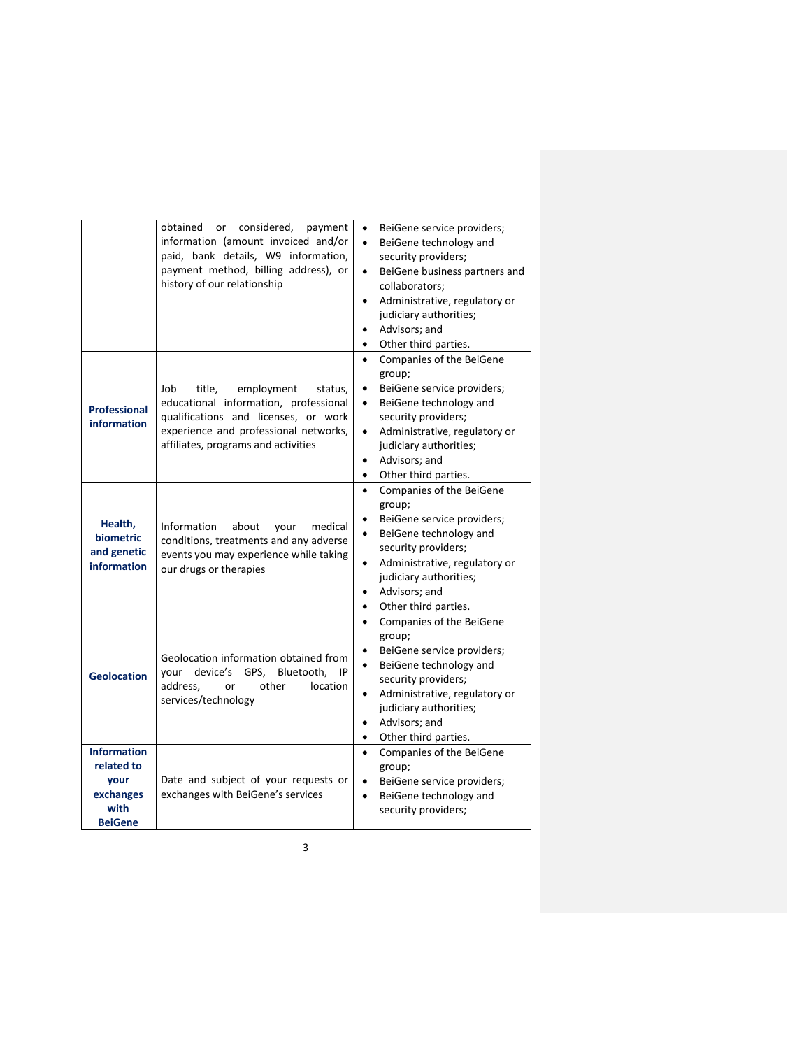| | | |
|---|---|---|
| | obtained or considered, payment information (amount invoiced and/or paid, bank details, W9 information, payment method, billing address), or history of our relationship | • BeiGene service providers;<br>• BeiGene technology and security providers;<br>• BeiGene business partners and collaborators;<br>• Administrative, regulatory or judiciary authorities;<br>• Advisors; and<br>• Other third parties. |
| **Professional information** | Job title, employment status, educational information, professional qualifications and licenses, or work experience and professional networks, affiliates, programs and activities | • Companies of the BeiGene group;<br>• BeiGene service providers;<br>• BeiGene technology and security providers;<br>• Administrative, regulatory or judiciary authorities;<br>• Advisors; and<br>• Other third parties. |
| **Health, biometric and genetic information** | Information about your medical conditions, treatments and any adverse events you may experience while taking our drugs or therapies | • Companies of the BeiGene group;<br>• BeiGene service providers;<br>• BeiGene technology and security providers;<br>• Administrative, regulatory or judiciary authorities;<br>• Advisors; and<br>• Other third parties. |
| **Geolocation** | Geolocation information obtained from your device's GPS, Bluetooth, IP address, or other location services/technology | • Companies of the BeiGene group;<br>• BeiGene service providers;<br>• BeiGene technology and security providers;<br>• Administrative, regulatory or judiciary authorities;<br>• Advisors; and<br>• Other third parties. |
| **Information related to your exchanges with BeiGene** | Date and subject of your requests or exchanges with BeiGene's services | • Companies of the BeiGene group;<br>• BeiGene service providers;<br>• BeiGene technology and security providers; |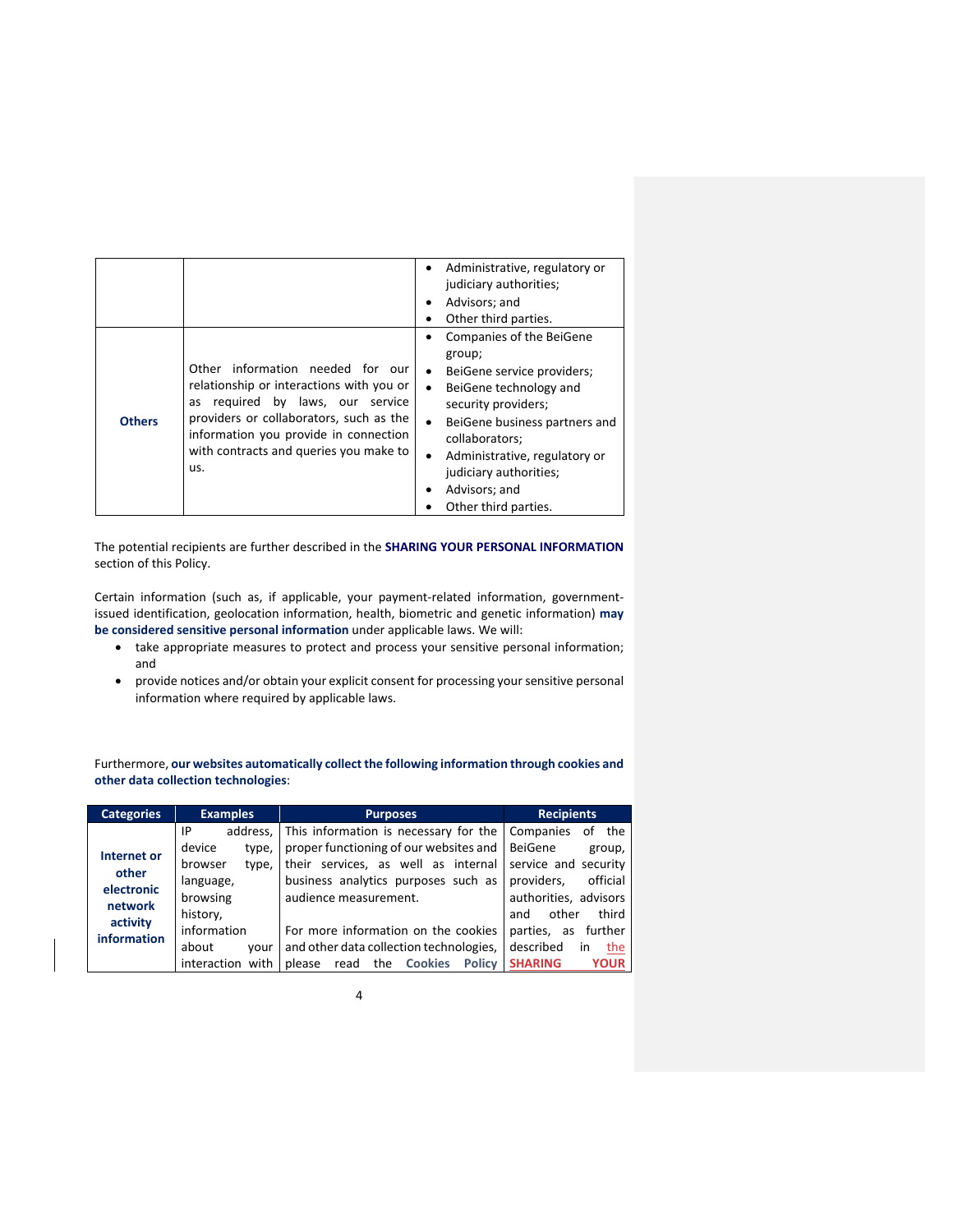| | | |
|---|---|---|
| | | • Administrative, regulatory or judiciary authorities;<br>• Advisors; and<br>• Other third parties. |
| **Others** | Other information needed for our relationship or interactions with you or as required by laws, our service providers or collaborators, such as the information you provide in connection with contracts and queries you make to us. | • Companies of the BeiGene group;<br>• BeiGene service providers;<br>• BeiGene technology and security providers;<br>• BeiGene business partners and collaborators;<br>• Administrative, regulatory or judiciary authorities;<br>• Advisors; and<br>• Other third parties. |

The potential recipients are further described in the **SHARING YOUR PERSONAL INFORMATION** section of this Policy.

Certain information (such as, if applicable, your payment-related information, government-issued identification, geolocation information, health, biometric and genetic information) **may be considered sensitive personal information** under applicable laws. We will:

- take appropriate measures to protect and process your sensitive personal information; and
- provide notices and/or obtain your explicit consent for processing your sensitive personal information where required by applicable laws.

Furthermore, **our websites automatically collect the following information through cookies and other data collection technologies**:

| Categories | Examples | Purposes | Recipients |
|---|---|---|---|
| **Internet or other electronic network activity information** | IP address, device type, browser type, language, browsing history, information about your interaction with | This information is necessary for the proper functioning of our websites and their services, as well as internal business analytics purposes such as audience measurement.<br><br>For more information on the cookies and other data collection technologies, please read the **Cookies Policy** | Companies of the BeiGene group, service and security providers, official authorities, advisors and other third parties, as further described in the **SHARING YOUR** |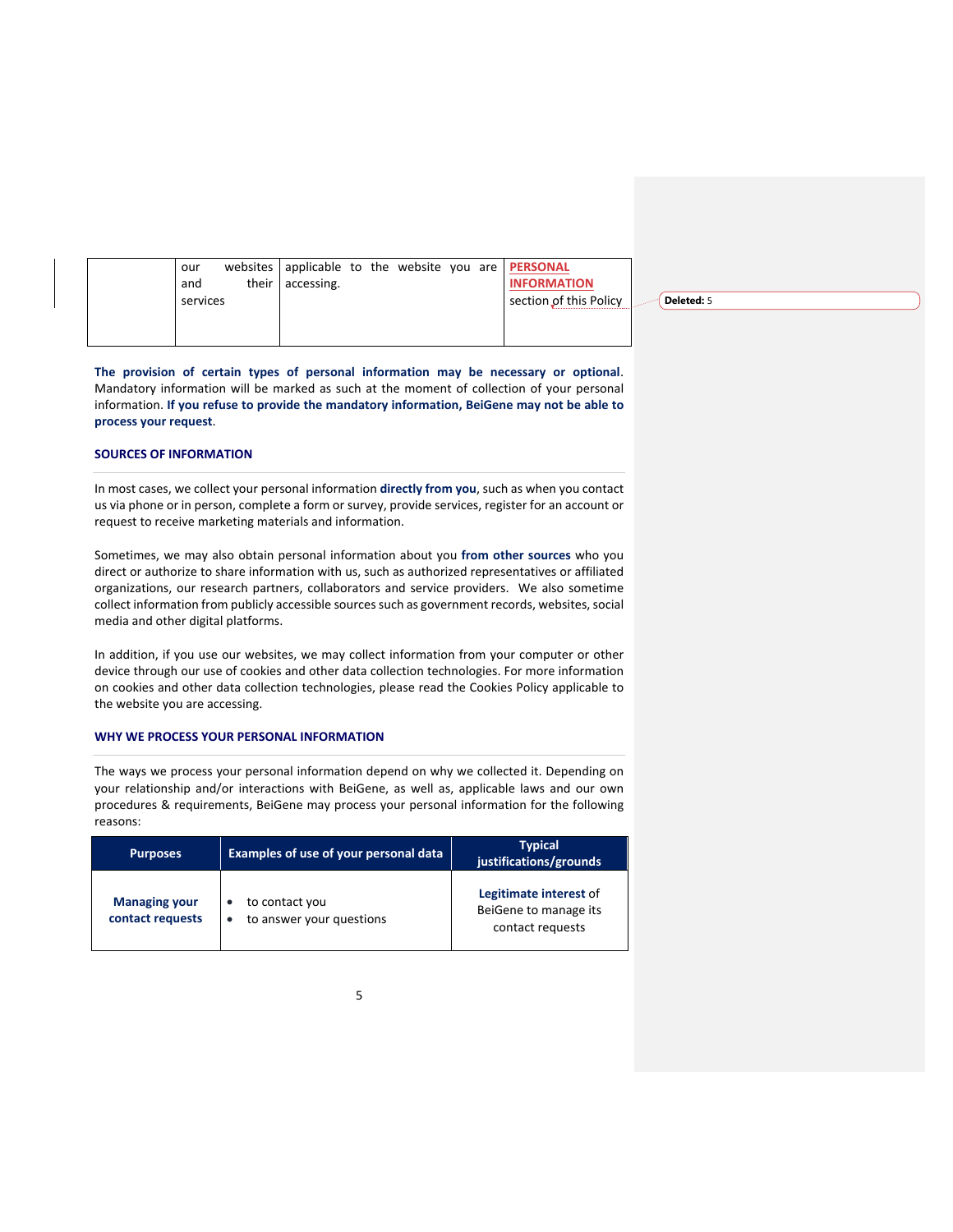| | our websites and their services | applicable to the website you are accessing. | **PERSONAL INFORMATION** section of this Policy |
|---|---|---|---|

**The provision of certain types of personal information may be necessary or optional**. Mandatory information will be marked as such at the moment of collection of your personal information. **If you refuse to provide the mandatory information, BeiGene may not be able to process your request**.

## SOURCES OF INFORMATION

In most cases, we collect your personal information **directly from you**, such as when you contact us via phone or in person, complete a form or survey, provide services, register for an account or request to receive marketing materials and information.

Sometimes, we may also obtain personal information about you **from other sources** who you direct or authorize to share information with us, such as authorized representatives or affiliated organizations, our research partners, collaborators and service providers. We also sometime collect information from publicly accessible sources such as government records, websites, social media and other digital platforms.

In addition, if you use our websites, we may collect information from your computer or other device through our use of cookies and other data collection technologies. For more information on cookies and other data collection technologies, please read the Cookies Policy applicable to the website you are accessing.

## WHY WE PROCESS YOUR PERSONAL INFORMATION

The ways we process your personal information depend on why we collected it. Depending on your relationship and/or interactions with BeiGene, as well as, applicable laws and our own procedures & requirements, BeiGene may process your personal information for the following reasons:

| Purposes | Examples of use of your personal data | Typical justifications/grounds |
|---|---|---|
| **Managing your contact requests** | • to contact you<br>• to answer your questions | **Legitimate interest** of BeiGene to manage its contact requests |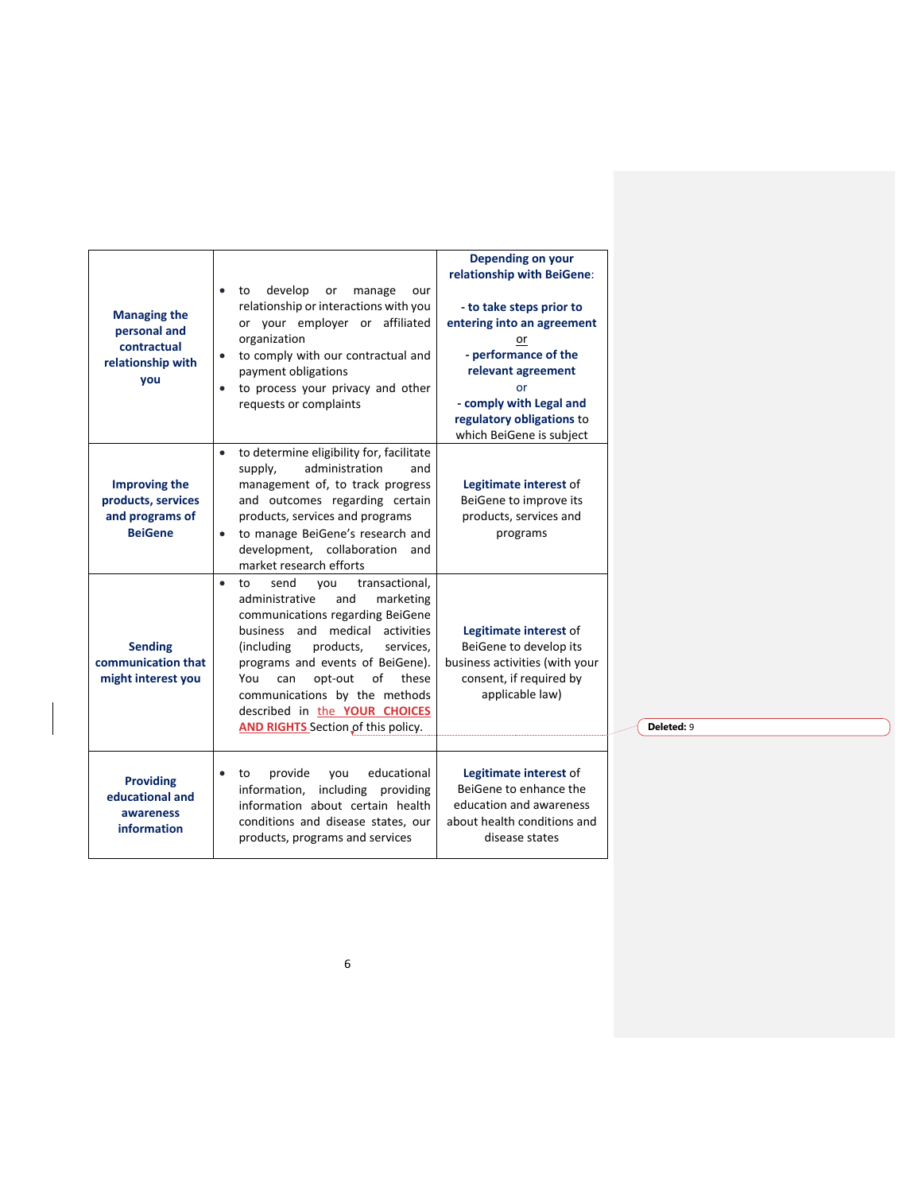| | | |
|---|---|---|
| **Managing the personal and contractual relationship with you** | • to develop or manage our relationship or interactions with you or your employer or affiliated organization<br>• to comply with our contractual and payment obligations<br>• to process your privacy and other requests or complaints | **Depending on your relationship with BeiGene**:<br><br>**- to take steps prior to entering into an agreement**<br>or<br>**- performance of the relevant agreement**<br>or<br>**- comply with Legal and regulatory obligations** to which BeiGene is subject |
| **Improving the products, services and programs of BeiGene** | • to determine eligibility for, facilitate supply, administration and management of, to track progress and outcomes regarding certain products, services and programs<br>• to manage BeiGene's research and development, collaboration and market research efforts | **Legitimate interest** of BeiGene to improve its products, services and programs |
| **Sending communication that might interest you** | • to send you transactional, administrative and marketing communications regarding BeiGene business and medical activities (including products, services, programs and events of BeiGene). You can opt-out of these communications by the methods described in the YOUR CHOICES AND RIGHTS Section of this policy. | **Legitimate interest** of BeiGene to develop its business activities (with your consent, if required by applicable law) |
| **Providing educational and awareness information** | • to provide you educational information, including providing information about certain health conditions and disease states, our products, programs and services | **Legitimate interest** of BeiGene to enhance the education and awareness about health conditions and disease states |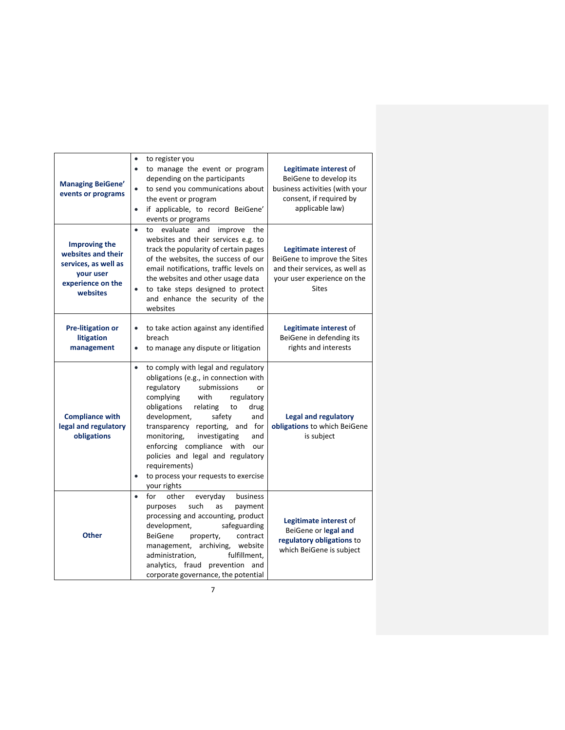| | | |
|---|---|---|
| **Managing BeiGene' events or programs** | • to register you<br>• to manage the event or program depending on the participants<br>• to send you communications about the event or program<br>• if applicable, to record BeiGene' events or programs | **Legitimate interest** of BeiGene to develop its business activities (with your consent, if required by applicable law) |
| **Improving the websites and their services, as well as your user experience on the websites** | • to evaluate and improve the websites and their services e.g. to track the popularity of certain pages of the websites, the success of our email notifications, traffic levels on the websites and other usage data<br>• to take steps designed to protect and enhance the security of the websites | **Legitimate interest** of BeiGene to improve the Sites and their services, as well as your user experience on the Sites |
| **Pre-litigation or litigation management** | • to take action against any identified breach<br>• to manage any dispute or litigation | **Legitimate interest** of BeiGene in defending its rights and interests |
| **Compliance with legal and regulatory obligations** | • to comply with legal and regulatory obligations (e.g., in connection with regulatory submissions or complying with regulatory obligations relating to drug development, safety and transparency reporting, and for monitoring, investigating and enforcing compliance with our policies and legal and regulatory requirements)<br>• to process your requests to exercise your rights | **Legal and regulatory obligations** to which BeiGene is subject |
| **Other** | • for other everyday business purposes such as payment processing and accounting, product development, safeguarding BeiGene property, contract management, archiving, website administration, fulfillment, analytics, fraud prevention and corporate governance, the potential | **Legitimate interest** of BeiGene or **legal and regulatory obligations** to which BeiGene is subject |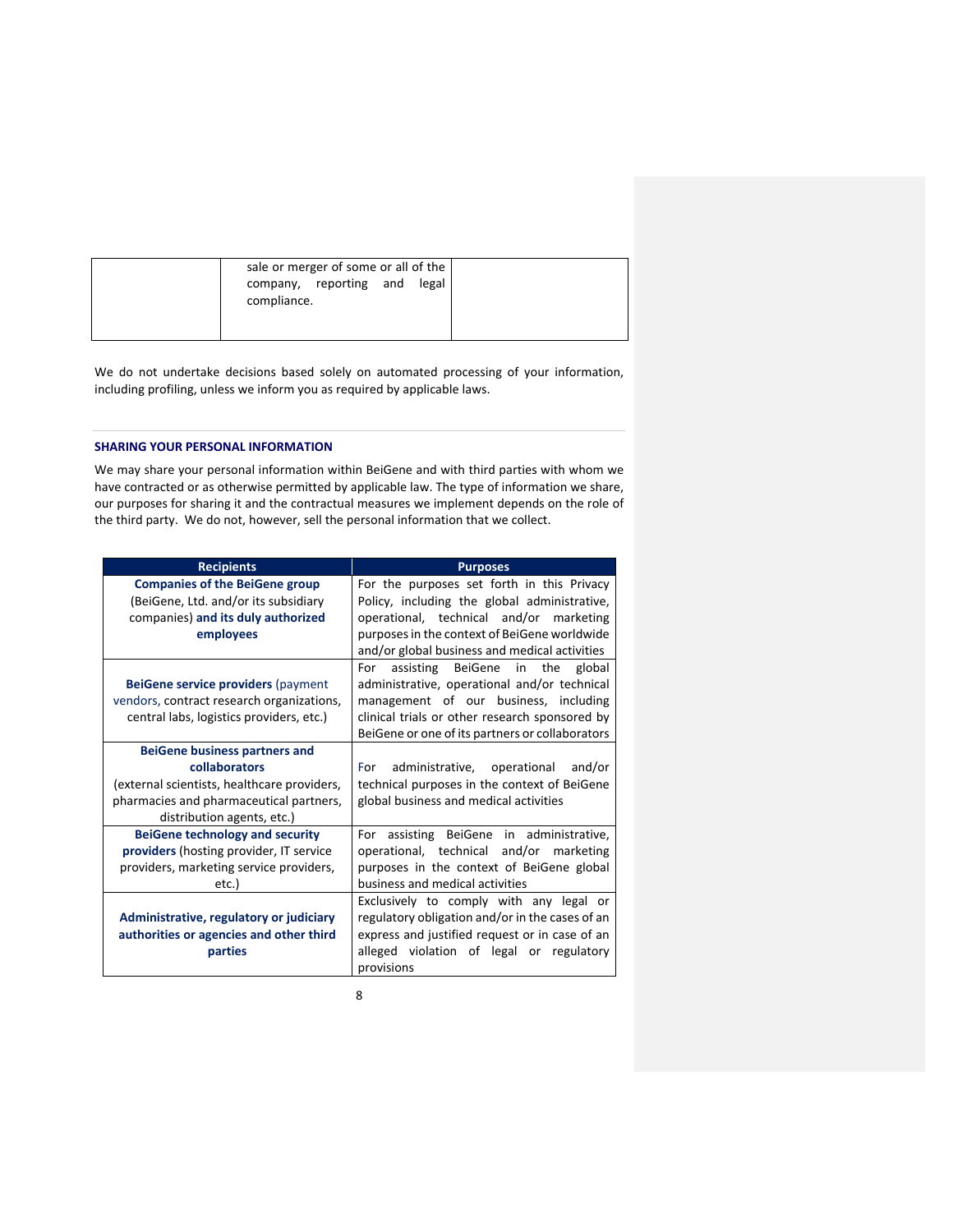| | sale or merger of some or all of the company, reporting and legal compliance. | |
|---|---|---|

We do not undertake decisions based solely on automated processing of your information, including profiling, unless we inform you as required by applicable laws.

## SHARING YOUR PERSONAL INFORMATION

We may share your personal information within BeiGene and with third parties with whom we have contracted or as otherwise permitted by applicable law. The type of information we share, our purposes for sharing it and the contractual measures we implement depends on the role of the third party. We do not, however, sell the personal information that we collect.

| Recipients | Purposes |
|---|---|
| **Companies of the BeiGene group** (BeiGene, Ltd. and/or its subsidiary companies) **and its duly authorized employees** | For the purposes set forth in this Privacy Policy, including the global administrative, operational, technical and/or marketing purposes in the context of BeiGene worldwide and/or global business and medical activities |
| **BeiGene service providers** (payment vendors, contract research organizations, central labs, logistics providers, etc.) | For assisting BeiGene in the global administrative, operational and/or technical management of our business, including clinical trials or other research sponsored by BeiGene or one of its partners or collaborators |
| **BeiGene business partners and collaborators** (external scientists, healthcare providers, pharmacies and pharmaceutical partners, distribution agents, etc.) | For administrative, operational and/or technical purposes in the context of BeiGene global business and medical activities |
| **BeiGene technology and security providers** (hosting provider, IT service providers, marketing service providers, etc.) | For assisting BeiGene in administrative, operational, technical and/or marketing purposes in the context of BeiGene global business and medical activities |
| **Administrative, regulatory or judiciary authorities or agencies and other third parties** | Exclusively to comply with any legal or regulatory obligation and/or in the cases of an express and justified request or in case of an alleged violation of legal or regulatory provisions |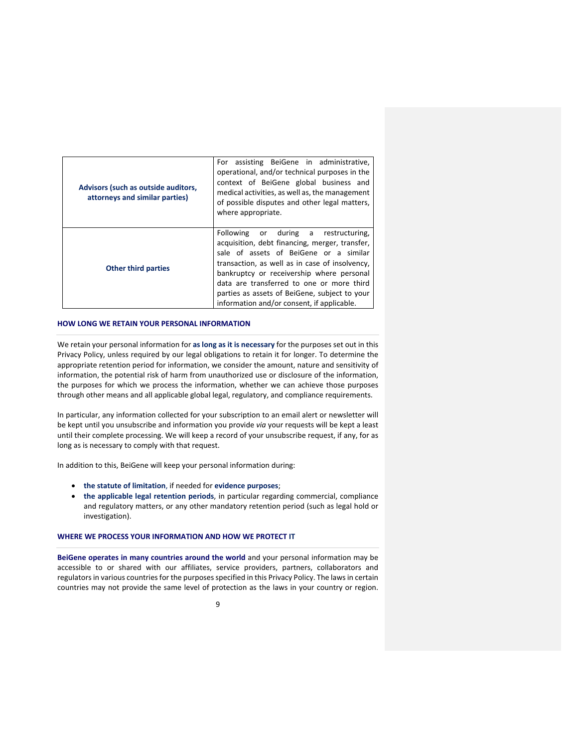| | |
|---|---|
| **Advisors (such as outside auditors, attorneys and similar parties)** | For assisting BeiGene in administrative, operational, and/or technical purposes in the context of BeiGene global business and medical activities, as well as, the management of possible disputes and other legal matters, where appropriate. |
| **Other third parties** | Following or during a restructuring, acquisition, debt financing, merger, transfer, sale of assets of BeiGene or a similar transaction, as well as in case of insolvency, bankruptcy or receivership where personal data are transferred to one or more third parties as assets of BeiGene, subject to your information and/or consent, if applicable. |

## HOW LONG WE RETAIN YOUR PERSONAL INFORMATION

We retain your personal information for **as long as it is necessary** for the purposes set out in this Privacy Policy, unless required by our legal obligations to retain it for longer. To determine the appropriate retention period for information, we consider the amount, nature and sensitivity of information, the potential risk of harm from unauthorized use or disclosure of the information, the purposes for which we process the information, whether we can achieve those purposes through other means and all applicable global legal, regulatory, and compliance requirements.

In particular, any information collected for your subscription to an email alert or newsletter will be kept until you unsubscribe and information you provide *via* your requests will be kept a least until their complete processing. We will keep a record of your unsubscribe request, if any, for as long as is necessary to comply with that request.

In addition to this, BeiGene will keep your personal information during:

- **the statute of limitation**, if needed for **evidence purposes**;
- **the applicable legal retention periods**, in particular regarding commercial, compliance and regulatory matters, or any other mandatory retention period (such as legal hold or investigation).

## WHERE WE PROCESS YOUR INFORMATION AND HOW WE PROTECT IT

**BeiGene operates in many countries around the world** and your personal information may be accessible to or shared with our affiliates, service providers, partners, collaborators and regulators in various countries for the purposes specified in this Privacy Policy. The laws in certain countries may not provide the same level of protection as the laws in your country or region.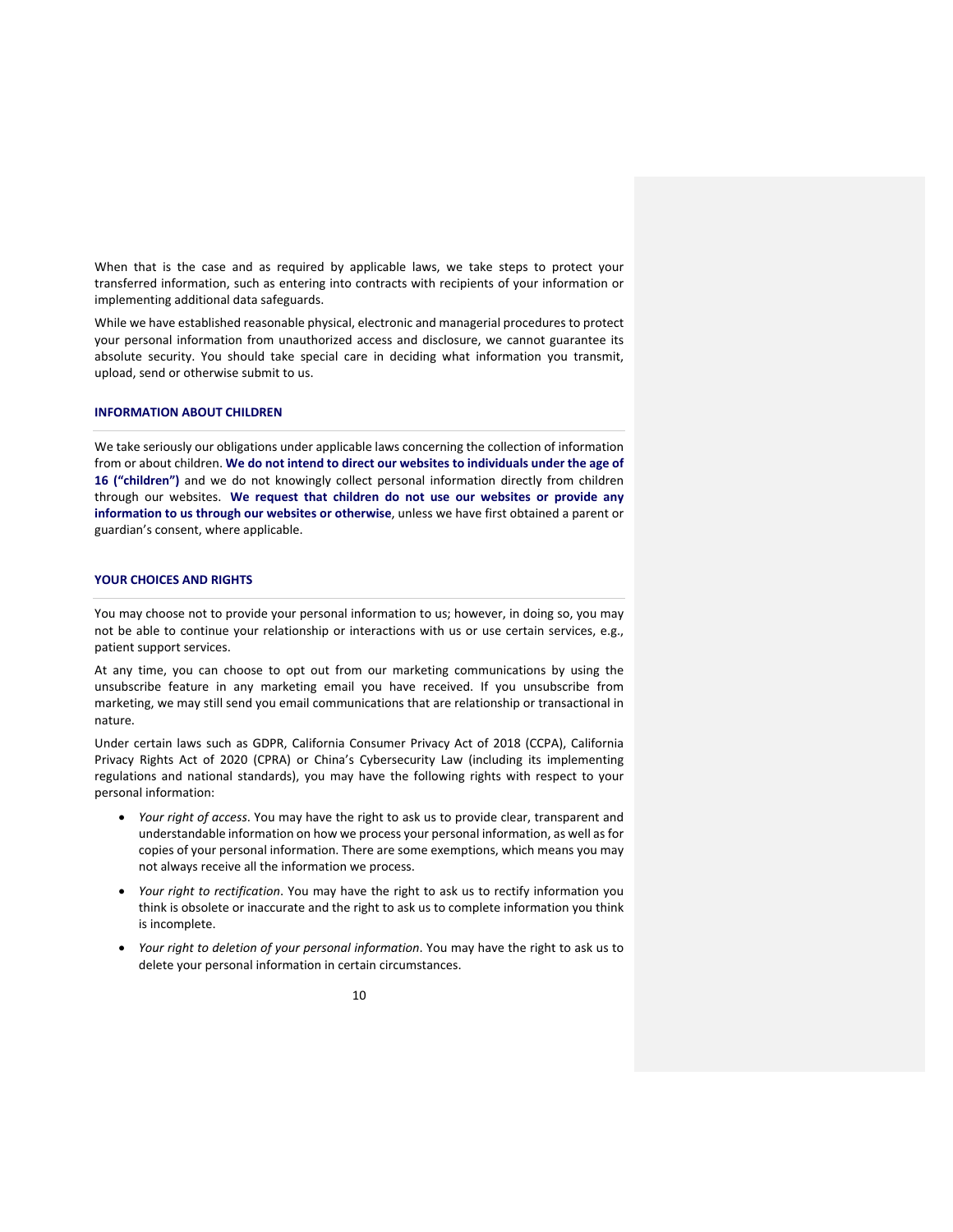When that is the case and as required by applicable laws, we take steps to protect your transferred information, such as entering into contracts with recipients of your information or implementing additional data safeguards.

While we have established reasonable physical, electronic and managerial procedures to protect your personal information from unauthorized access and disclosure, we cannot guarantee its absolute security. You should take special care in deciding what information you transmit, upload, send or otherwise submit to us.

## INFORMATION ABOUT CHILDREN

We take seriously our obligations under applicable laws concerning the collection of information from or about children. **We do not intend to direct our websites to individuals under the age of 16 ("children")** and we do not knowingly collect personal information directly from children through our websites. **We request that children do not use our websites or provide any information to us through our websites or otherwise**, unless we have first obtained a parent or guardian's consent, where applicable.

## YOUR CHOICES AND RIGHTS

You may choose not to provide your personal information to us; however, in doing so, you may not be able to continue your relationship or interactions with us or use certain services, e.g., patient support services.

At any time, you can choose to opt out from our marketing communications by using the unsubscribe feature in any marketing email you have received. If you unsubscribe from marketing, we may still send you email communications that are relationship or transactional in nature.

Under certain laws such as GDPR, California Consumer Privacy Act of 2018 (CCPA), California Privacy Rights Act of 2020 (CPRA) or China's Cybersecurity Law (including its implementing regulations and national standards), you may have the following rights with respect to your personal information:

- *Your right of access*. You may have the right to ask us to provide clear, transparent and understandable information on how we process your personal information, as well as for copies of your personal information. There are some exemptions, which means you may not always receive all the information we process.
- *Your right to rectification*. You may have the right to ask us to rectify information you think is obsolete or inaccurate and the right to ask us to complete information you think is incomplete.
- *Your right to deletion of your personal information*. You may have the right to ask us to delete your personal information in certain circumstances.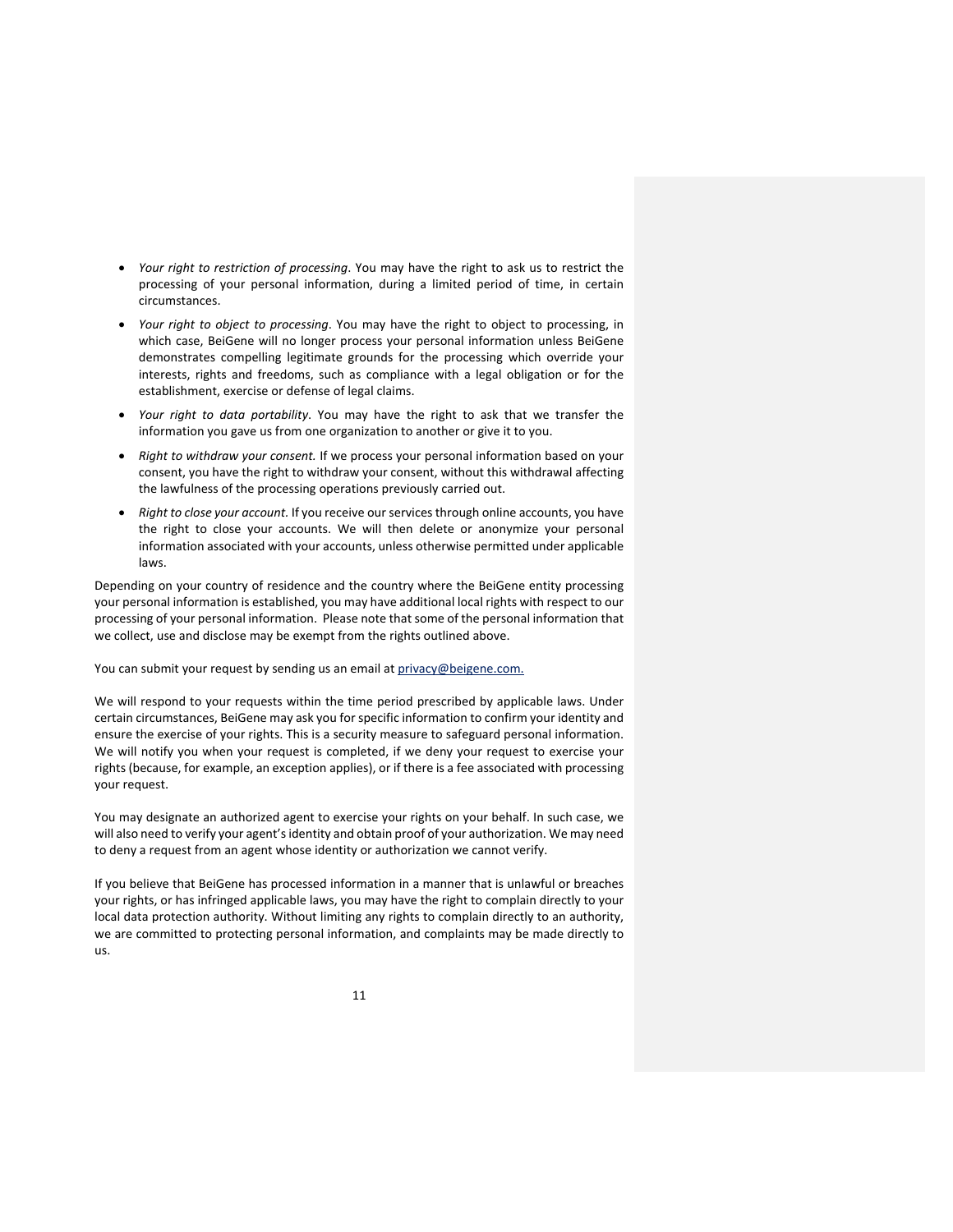- *Your right to restriction of processing*. You may have the right to ask us to restrict the processing of your personal information, during a limited period of time, in certain circumstances.
- *Your right to object to processing*. You may have the right to object to processing, in which case, BeiGene will no longer process your personal information unless BeiGene demonstrates compelling legitimate grounds for the processing which override your interests, rights and freedoms, such as compliance with a legal obligation or for the establishment, exercise or defense of legal claims.
- *Your right to data portability*. You may have the right to ask that we transfer the information you gave us from one organization to another or give it to you.
- *Right to withdraw your consent.* If we process your personal information based on your consent, you have the right to withdraw your consent, without this withdrawal affecting the lawfulness of the processing operations previously carried out.
- *Right to close your account.* If you receive our services through online accounts, you have the right to close your accounts. We will then delete or anonymize your personal information associated with your accounts, unless otherwise permitted under applicable laws.

Depending on your country of residence and the country where the BeiGene entity processing your personal information is established, you may have additional local rights with respect to our processing of your personal information. Please note that some of the personal information that we collect, use and disclose may be exempt from the rights outlined above.

You can submit your request by sending us an email at privacy@beigene.com.

We will respond to your requests within the time period prescribed by applicable laws. Under certain circumstances, BeiGene may ask you for specific information to confirm your identity and ensure the exercise of your rights. This is a security measure to safeguard personal information. We will notify you when your request is completed, if we deny your request to exercise your rights (because, for example, an exception applies), or if there is a fee associated with processing your request.

You may designate an authorized agent to exercise your rights on your behalf. In such case, we will also need to verify your agent's identity and obtain proof of your authorization. We may need to deny a request from an agent whose identity or authorization we cannot verify.

If you believe that BeiGene has processed information in a manner that is unlawful or breaches your rights, or has infringed applicable laws, you may have the right to complain directly to your local data protection authority. Without limiting any rights to complain directly to an authority, we are committed to protecting personal information, and complaints may be made directly to us.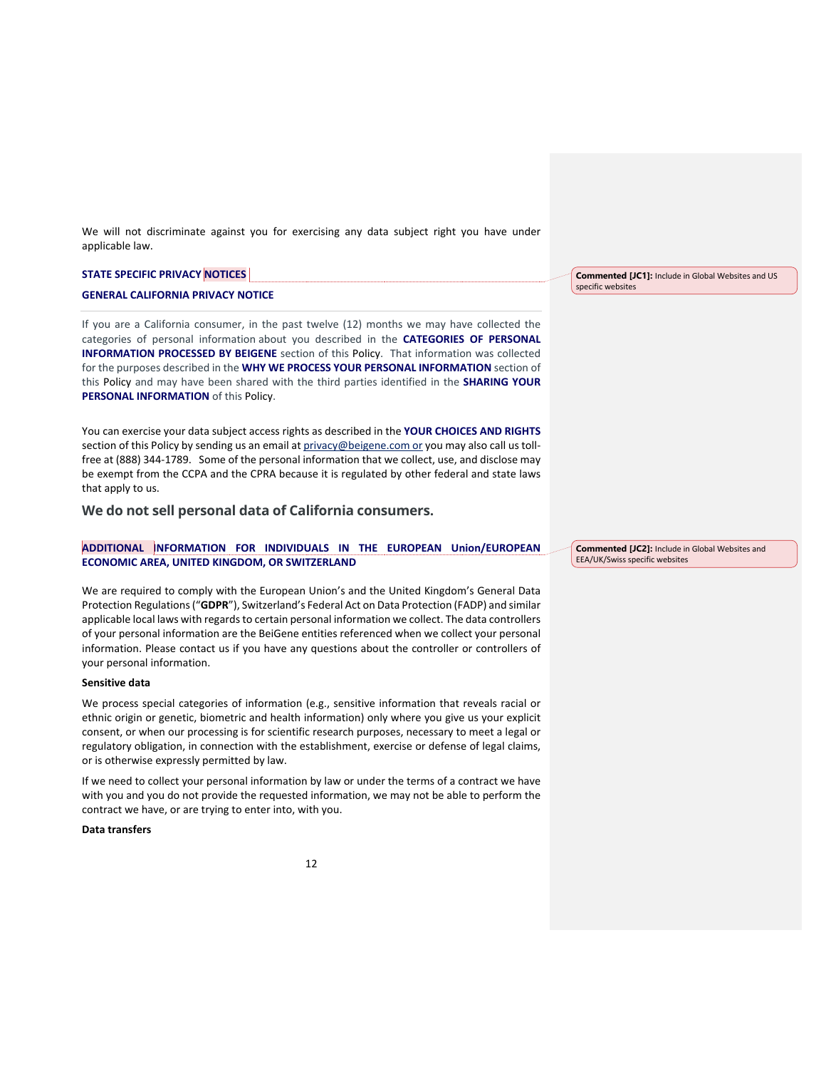We will not discriminate against you for exercising any data subject right you have under applicable law.

### STATE SPECIFIC PRIVACY NOTICES

Commented [JC1]: Include in Global Websites and US specific websites

### GENERAL CALIFORNIA PRIVACY NOTICE

If you are a California consumer, in the past twelve (12) months we may have collected the categories of personal information about you described in the **CATEGORIES OF PERSONAL INFORMATION PROCESSED BY BEIGENE** section of this Policy. That information was collected for the purposes described in the **WHY WE PROCESS YOUR PERSONAL INFORMATION** section of this Policy and may have been shared with the third parties identified in the **SHARING YOUR PERSONAL INFORMATION** of this Policy.

You can exercise your data subject access rights as described in the **YOUR CHOICES AND RIGHTS** section of this Policy by sending us an email at privacy@beigene.com or you may also call us toll-free at (888) 344-1789. Some of the personal information that we collect, use, and disclose may be exempt from the CCPA and the CPRA because it is regulated by other federal and state laws that apply to us.

## We do not sell personal data of California consumers.

### ADDITIONAL INFORMATION FOR INDIVIDUALS IN THE EUROPEAN Union/EUROPEAN ECONOMIC AREA, UNITED KINGDOM, OR SWITZERLAND

Commented [JC2]: Include in Global Websites and EEA/UK/Swiss specific websites

We are required to comply with the European Union's and the United Kingdom's General Data Protection Regulations ("**GDPR**"), Switzerland's Federal Act on Data Protection (FADP) and similar applicable local laws with regards to certain personal information we collect. The data controllers of your personal information are the BeiGene entities referenced when we collect your personal information. Please contact us if you have any questions about the controller or controllers of your personal information.

**Sensitive data**

We process special categories of information (e.g., sensitive information that reveals racial or ethnic origin or genetic, biometric and health information) only where you give us your explicit consent, or when our processing is for scientific research purposes, necessary to meet a legal or regulatory obligation, in connection with the establishment, exercise or defense of legal claims, or is otherwise expressly permitted by law.

If we need to collect your personal information by law or under the terms of a contract we have with you and you do not provide the requested information, we may not be able to perform the contract we have, or are trying to enter into, with you.

**Data transfers**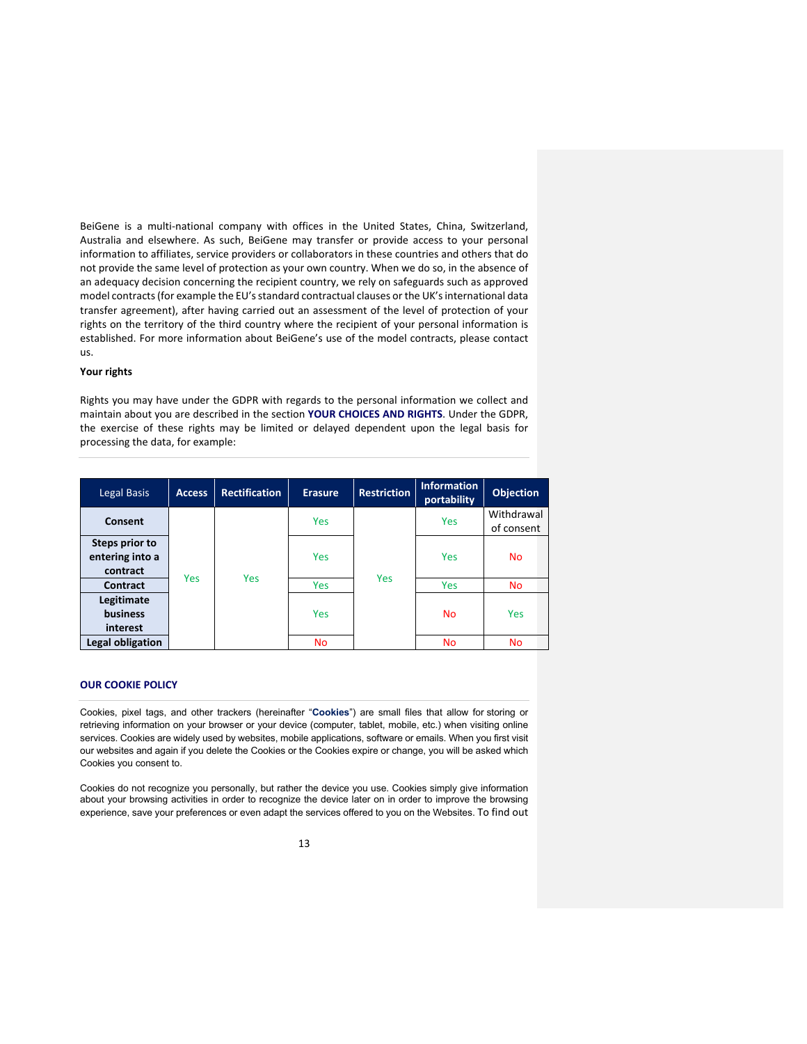BeiGene is a multi-national company with offices in the United States, China, Switzerland, Australia and elsewhere. As such, BeiGene may transfer or provide access to your personal information to affiliates, service providers or collaborators in these countries and others that do not provide the same level of protection as your own country. When we do so, in the absence of an adequacy decision concerning the recipient country, we rely on safeguards such as approved model contracts (for example the EU's standard contractual clauses or the UK's international data transfer agreement), after having carried out an assessment of the level of protection of your rights on the territory of the third country where the recipient of your personal information is established. For more information about BeiGene's use of the model contracts, please contact us.

**Your rights**

Rights you may have under the GDPR with regards to the personal information we collect and maintain about you are described in the section **YOUR CHOICES AND RIGHTS**. Under the GDPR, the exercise of these rights may be limited or delayed dependent upon the legal basis for processing the data, for example:

| Legal Basis | Access | Rectification | Erasure | Restriction | Information portability | Objection |
|---|---|---|---|---|---|---|
| **Consent** | Yes | Yes | Yes | Yes | Yes | Withdrawal of consent |
| **Steps prior to entering into a contract** | Yes | Yes | Yes | Yes | Yes | No |
| **Contract** | Yes | Yes | Yes | Yes | Yes | No |
| **Legitimate business interest** | Yes | Yes | Yes | Yes | No | Yes |
| **Legal obligation** | Yes | Yes | No | Yes | No | No |

**OUR COOKIE POLICY**

Cookies, pixel tags, and other trackers (hereinafter "**Cookies**") are small files that allow for storing or retrieving information on your browser or your device (computer, tablet, mobile, etc.) when visiting online services. Cookies are widely used by websites, mobile applications, software or emails. When you first visit our websites and again if you delete the Cookies or the Cookies expire or change, you will be asked which Cookies you consent to.

Cookies do not recognize you personally, but rather the device you use. Cookies simply give information about your browsing activities in order to recognize the device later on in order to improve the browsing experience, save your preferences or even adapt the services offered to you on the Websites. To find out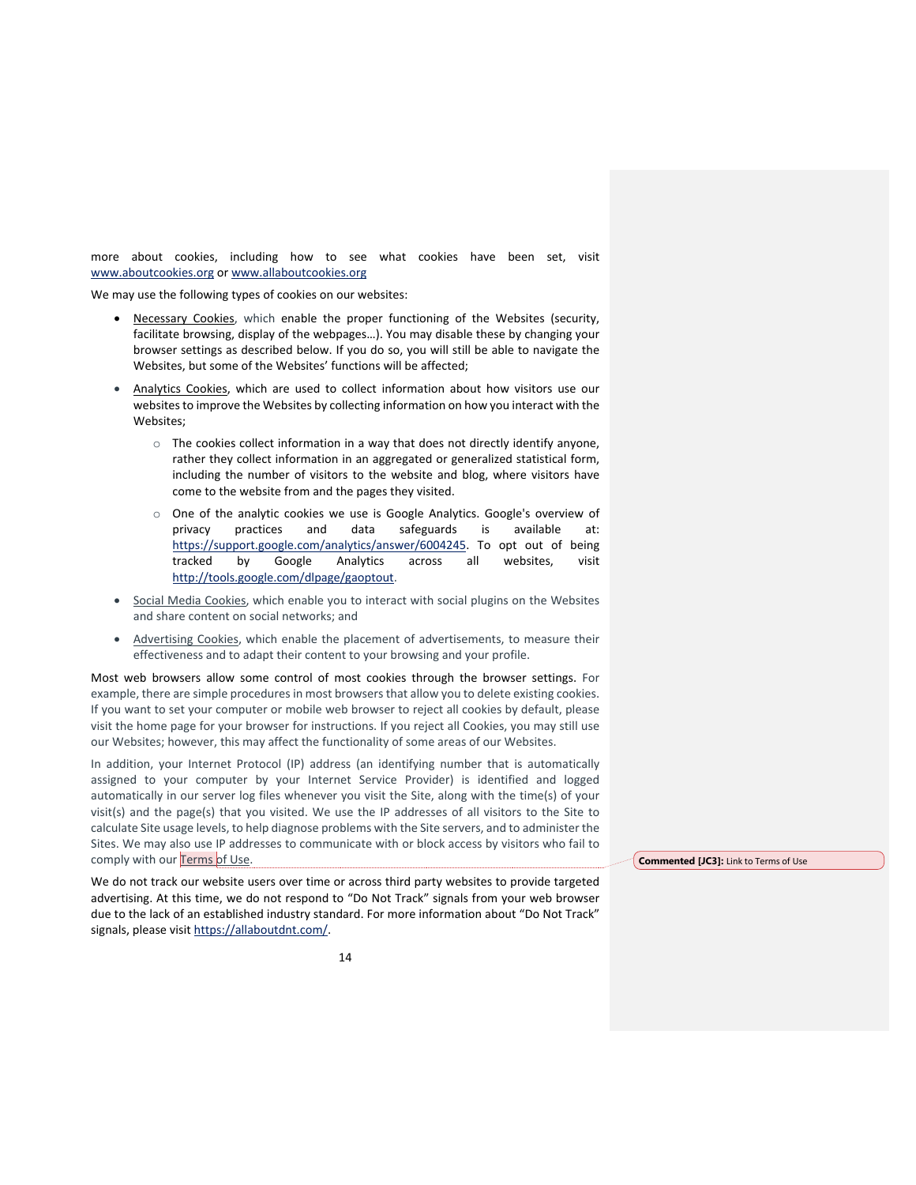more about cookies, including how to see what cookies have been set, visit www.aboutcookies.org or www.allaboutcookies.org

We may use the following types of cookies on our websites:

- Necessary Cookies, which enable the proper functioning of the Websites (security, facilitate browsing, display of the webpages…). You may disable these by changing your browser settings as described below. If you do so, you will still be able to navigate the Websites, but some of the Websites' functions will be affected;
- Analytics Cookies, which are used to collect information about how visitors use our websites to improve the Websites by collecting information on how you interact with the Websites;
  - The cookies collect information in a way that does not directly identify anyone, rather they collect information in an aggregated or generalized statistical form, including the number of visitors to the website and blog, where visitors have come to the website from and the pages they visited.
  - One of the analytic cookies we use is Google Analytics. Google's overview of privacy practices and data safeguards is available at: https://support.google.com/analytics/answer/6004245. To opt out of being tracked by Google Analytics across all websites, visit http://tools.google.com/dlpage/gaoptout.
- Social Media Cookies, which enable you to interact with social plugins on the Websites and share content on social networks; and
- Advertising Cookies, which enable the placement of advertisements, to measure their effectiveness and to adapt their content to your browsing and your profile.

Most web browsers allow some control of most cookies through the browser settings. For example, there are simple procedures in most browsers that allow you to delete existing cookies. If you want to set your computer or mobile web browser to reject all cookies by default, please visit the home page for your browser for instructions. If you reject all Cookies, you may still use our Websites; however, this may affect the functionality of some areas of our Websites.

In addition, your Internet Protocol (IP) address (an identifying number that is automatically assigned to your computer by your Internet Service Provider) is identified and logged automatically in our server log files whenever you visit the Site, along with the time(s) of your visit(s) and the page(s) that you visited. We use the IP addresses of all visitors to the Site to calculate Site usage levels, to help diagnose problems with the Site servers, and to administer the Sites. We may also use IP addresses to communicate with or block access by visitors who fail to comply with our Terms of Use.

**Commented [JC3]:** Link to Terms of Use

We do not track our website users over time or across third party websites to provide targeted advertising. At this time, we do not respond to "Do Not Track" signals from your web browser due to the lack of an established industry standard. For more information about "Do Not Track" signals, please visit https://allaboutdnt.com/.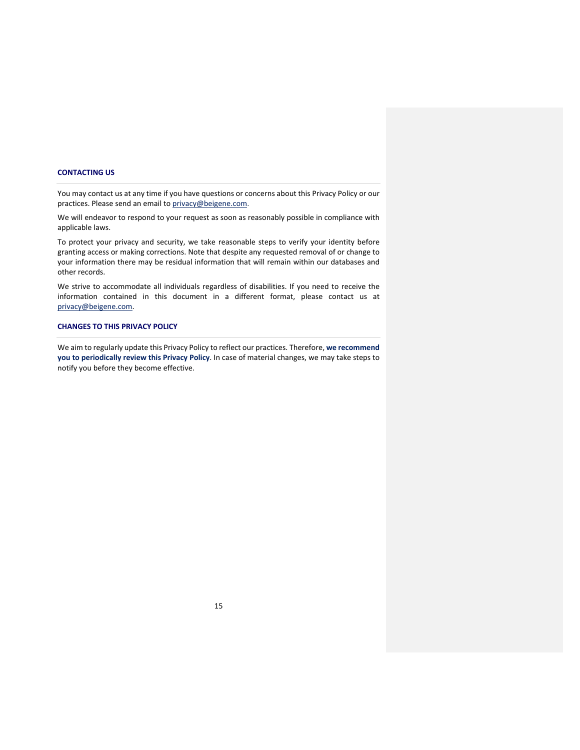## CONTACTING US

You may contact us at any time if you have questions or concerns about this Privacy Policy or our practices. Please send an email to privacy@beigene.com.

We will endeavor to respond to your request as soon as reasonably possible in compliance with applicable laws.

To protect your privacy and security, we take reasonable steps to verify your identity before granting access or making corrections. Note that despite any requested removal of or change to your information there may be residual information that will remain within our databases and other records.

We strive to accommodate all individuals regardless of disabilities. If you need to receive the information contained in this document in a different format, please contact us at privacy@beigene.com.

## CHANGES TO THIS PRIVACY POLICY

We aim to regularly update this Privacy Policy to reflect our practices. Therefore, **we recommend you to periodically review this Privacy Policy**. In case of material changes, we may take steps to notify you before they become effective.